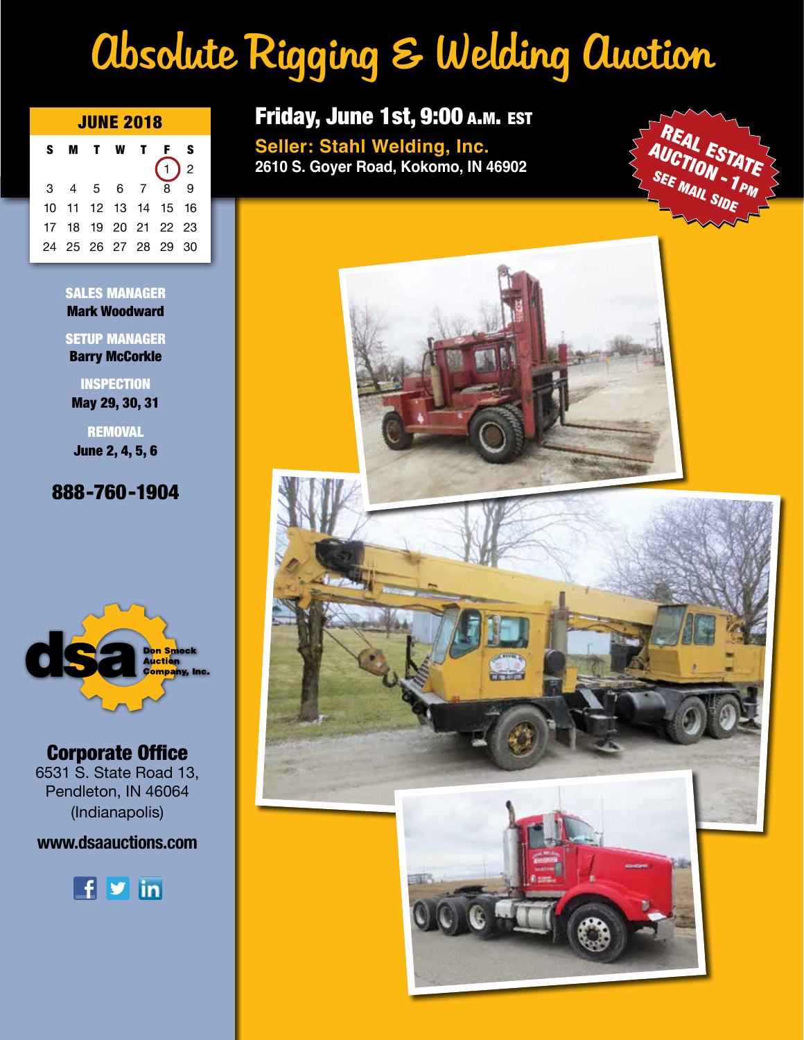# Absolute Rigging & Welding Auction

**JUNE 2018**

| S | M | T | W | T | F | S |
|---|---|---|---|---|---|---|
| | | | | | 1 | 2 |
| 3 | 4 | 5 | 6 | 7 | 8 | 9 |
| 10 | 11 | 12 | 13 | 14 | 15 | 16 |
| 17 | 18 | 19 | 20 | 21 | 22 | 23 |
| 24 | 25 | 26 | 27 | 28 | 29 | 30 |

## Friday, June 1st, 9:00 A.M. EST

**Seller: Stahl Welding, Inc.**
**2610 S. Goyer Road, Kokomo, IN 46902**

**REAL ESTATE AUCTION - 1PM**
**SEE MAIL SIDE**

**SALES MANAGER**
**Mark Woodward**

**SETUP MANAGER**
**Barry McCorkle**

**INSPECTION**
**May 29, 30, 31**

**REMOVAL**
**June 2, 4, 5, 6**

**888-760-1904**

dsa Don Smock Auction Company, Inc.

**Corporate Office**
6531 S. State Road 13,
Pendleton, IN 46064
(Indianapolis)

**www.dsaauctions.com**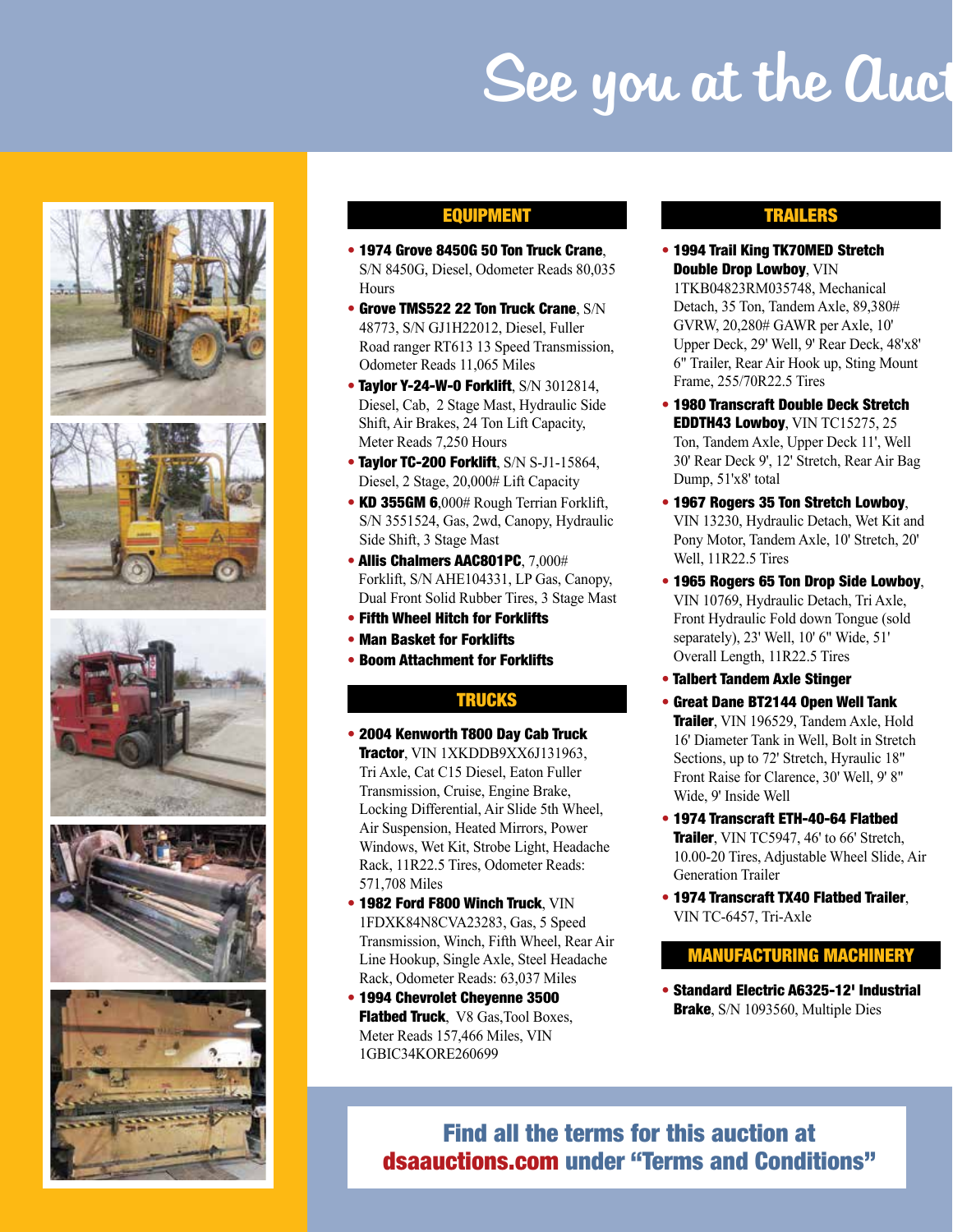# See you at the Auct

## EQUIPMENT

- **1974 Grove 8450G 50 Ton Truck Crane**, S/N 8450G, Diesel, Odometer Reads 80,035 Hours
- **Grove TMS522 22 Ton Truck Crane**, S/N 48773, S/N GJ1H22012, Diesel, Fuller Road ranger RT613 13 Speed Transmission, Odometer Reads 11,065 Miles
- **Taylor Y-24-W-O Forklift**, S/N 3012814, Diesel, Cab, 2 Stage Mast, Hydraulic Side Shift, Air Brakes, 24 Ton Lift Capacity, Meter Reads 7,250 Hours
- **Taylor TC-200 Forklift**, S/N S-J1-15864, Diesel, 2 Stage, 20,000# Lift Capacity
- **KD 355GM 6**,000# Rough Terrian Forklift, S/N 3551524, Gas, 2wd, Canopy, Hydraulic Side Shift, 3 Stage Mast
- **Allis Chalmers AAC801PC**, 7,000# Forklift, S/N AHE104331, LP Gas, Canopy, Dual Front Solid Rubber Tires, 3 Stage Mast
- **Fifth Wheel Hitch for Forklifts**
- **Man Basket for Forklifts**
- **Boom Attachment for Forklifts**

## TRUCKS

- **2004 Kenworth T800 Day Cab Truck Tractor**, VIN 1XKDDB9XX6J131963, Tri Axle, Cat C15 Diesel, Eaton Fuller Transmission, Cruise, Engine Brake, Locking Differential, Air Slide 5th Wheel, Air Suspension, Heated Mirrors, Power Windows, Wet Kit, Strobe Light, Headache Rack, 11R22.5 Tires, Odometer Reads: 571,708 Miles
- **1982 Ford F800 Winch Truck**, VIN 1FDXK84N8CVA23283, Gas, 5 Speed Transmission, Winch, Fifth Wheel, Rear Air Line Hookup, Single Axle, Steel Headache Rack, Odometer Reads: 63,037 Miles
- **1994 Chevrolet Cheyenne 3500 Flatbed Truck**, V8 Gas,Tool Boxes, Meter Reads 157,466 Miles, VIN 1GBIC34KORE260699

## TRAILERS

- **1994 Trail King TK70MED Stretch Double Drop Lowboy**, VIN 1TKB04823RM035748, Mechanical Detach, 35 Ton, Tandem Axle, 89,380# GVRW, 20,280# GAWR per Axle, 10' Upper Deck, 29' Well, 9' Rear Deck, 48'x8' 6" Trailer, Rear Air Hook up, Sting Mount Frame, 255/70R22.5 Tires
- **1980 Transcraft Double Deck Stretch EDDTH43 Lowboy**, VIN TC15275, 25 Ton, Tandem Axle, Upper Deck 11', Well 30' Rear Deck 9', 12' Stretch, Rear Air Bag Dump, 51'x8' total
- **1967 Rogers 35 Ton Stretch Lowboy**, VIN 13230, Hydraulic Detach, Wet Kit and Pony Motor, Tandem Axle, 10' Stretch, 20' Well, 11R22.5 Tires
- **1965 Rogers 65 Ton Drop Side Lowboy**, VIN 10769, Hydraulic Detach, Tri Axle, Front Hydraulic Fold down Tongue (sold separately), 23' Well, 10' 6" Wide, 51' Overall Length, 11R22.5 Tires
- **Talbert Tandem Axle Stinger**
- **Great Dane BT2144 Open Well Tank Trailer**, VIN 196529, Tandem Axle, Hold 16' Diameter Tank in Well, Bolt in Stretch Sections, up to 72' Stretch, Hyraulic 18" Front Raise for Clarence, 30' Well, 9' 8" Wide, 9' Inside Well
- **1974 Transcraft ETH-40-64 Flatbed Trailer**, VIN TC5947, 46' to 66' Stretch, 10.00-20 Tires, Adjustable Wheel Slide, Air Generation Trailer
- **1974 Transcraft TX40 Flatbed Trailer**, VIN TC-6457, Tri-Axle

## MANUFACTURING MACHINERY

- **Standard Electric A6325-12' Industrial Brake**, S/N 1093560, Multiple Dies

**Find all the terms for this auction at dsaauctions.com under "Terms and Conditions"**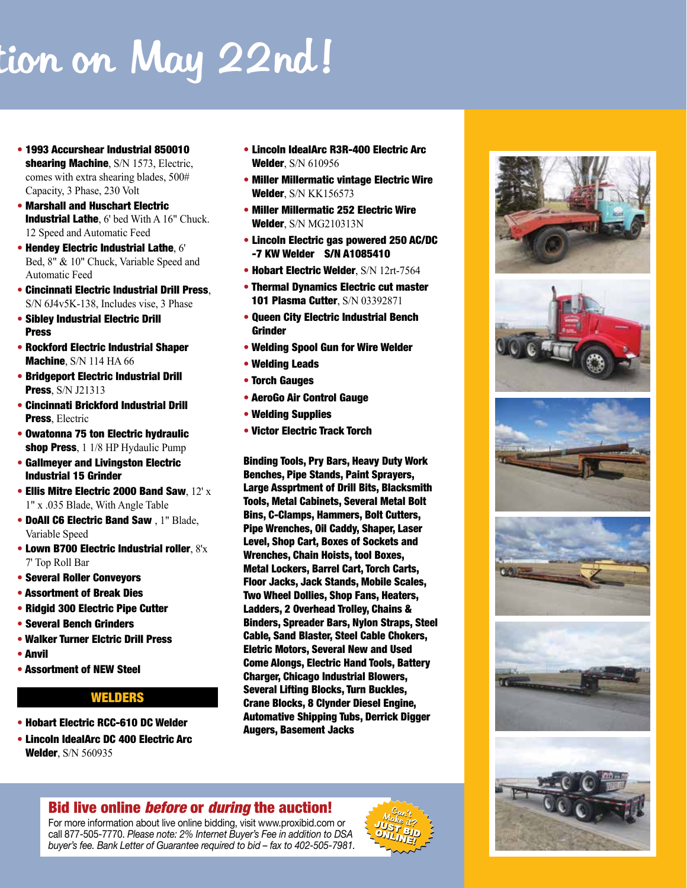# tion on May 22nd!

- **1993 Accurshear Industrial 850010 shearing Machine**, S/N 1573, Electric, comes with extra shearing blades, 500# Capacity, 3 Phase, 230 Volt
- **Marshall and Huschart Electric Industrial Lathe**, 6' bed With A 16" Chuck. 12 Speed and Automatic Feed
- **Hendey Electric Industrial Lathe**, 6' Bed, 8" & 10" Chuck, Variable Speed and Automatic Feed
- **Cincinnati Electric Industrial Drill Press**, S/N 6J4v5K-138, Includes vise, 3 Phase
- **Sibley Industrial Electric Drill Press**
- **Rockford Electric Industrial Shaper Machine**, S/N 114 HA 66
- **Bridgeport Electric Industrial Drill Press**, S/N J21313
- **Cincinnati Brickford Industrial Drill Press**, Electric
- **Owatonna 75 ton Electric hydraulic shop Press**, 1 1/8 HP Hydaulic Pump
- **Gallmeyer and Livingston Electric Industrial 15 Grinder**
- **Ellis Mitre Electric 2000 Band Saw**, 12' x 1" x .035 Blade, With Angle Table
- **DoAll C6 Electric Band Saw** , 1" Blade, Variable Speed
- **Lown B700 Electric Industrial roller**, 8'x 7' Top Roll Bar
- **Several Roller Conveyors**
- **Assortment of Break Dies**
- **Ridgid 300 Electric Pipe Cutter**
- **Several Bench Grinders**
- **Walker Turner Elctric Drill Press**
- **Anvil**
- **Assortment of NEW Steel**

## WELDERS

- **Hobart Electric RCC-610 DC Welder**
- **Lincoln IdealArc DC 400 Electric Arc Welder**, S/N 560935
- **Lincoln IdealArc R3R-400 Electric Arc Welder**, S/N 610956
- **Miller Millermatic vintage Electric Wire Welder**, S/N KK156573
- **Miller Millermatic 252 Electric Wire Welder**, S/N MG210313N
- **Lincoln Electric gas powered 250 AC/DC -7 KW Welder S/N A1085410**
- **Hobart Electric Welder**, S/N 12rt-7564
- **Thermal Dynamics Electric cut master 101 Plasma Cutter**, S/N 03392871
- **Queen City Electric Industrial Bench Grinder**
- **Welding Spool Gun for Wire Welder**
- **Welding Leads**
- **Torch Gauges**
- **AeroGo Air Control Gauge**
- **Welding Supplies**
- **Victor Electric Track Torch**

**Binding Tools, Pry Bars, Heavy Duty Work Benches, Pipe Stands, Paint Sprayers, Large Assprtment of Drill Bits, Blacksmith Tools, Metal Cabinets, Several Metal Bolt Bins, C-Clamps, Hammers, Bolt Cutters, Pipe Wrenches, Oil Caddy, Shaper, Laser Level, Shop Cart, Boxes of Sockets and Wrenches, Chain Hoists, tool Boxes, Metal Lockers, Barrel Cart, Torch Carts, Floor Jacks, Jack Stands, Mobile Scales, Two Wheel Dollies, Shop Fans, Heaters, Ladders, 2 Overhead Trolley, Chains & Binders, Spreader Bars, Nylon Straps, Steel Cable, Sand Blaster, Steel Cable Chokers, Eletric Motors, Several New and Used Come Alongs, Electric Hand Tools, Battery Charger, Chicago Industrial Blowers, Several Lifting Blocks, Turn Buckles, Crane Blocks, 8 Clynder Diesel Engine, Automative Shipping Tubs, Derrick Digger Augers, Basement Jacks**

## Bid live online *before* or *during* the auction!

For more information about live online bidding, visit www.proxibid.com or call 877-505-7770. *Please note: 2% Internet Buyer's Fee in addition to DSA buyer's fee. Bank Letter of Guarantee required to bid – fax to 402-505-7981.*

Can't Make it? JUST BID ONLINE!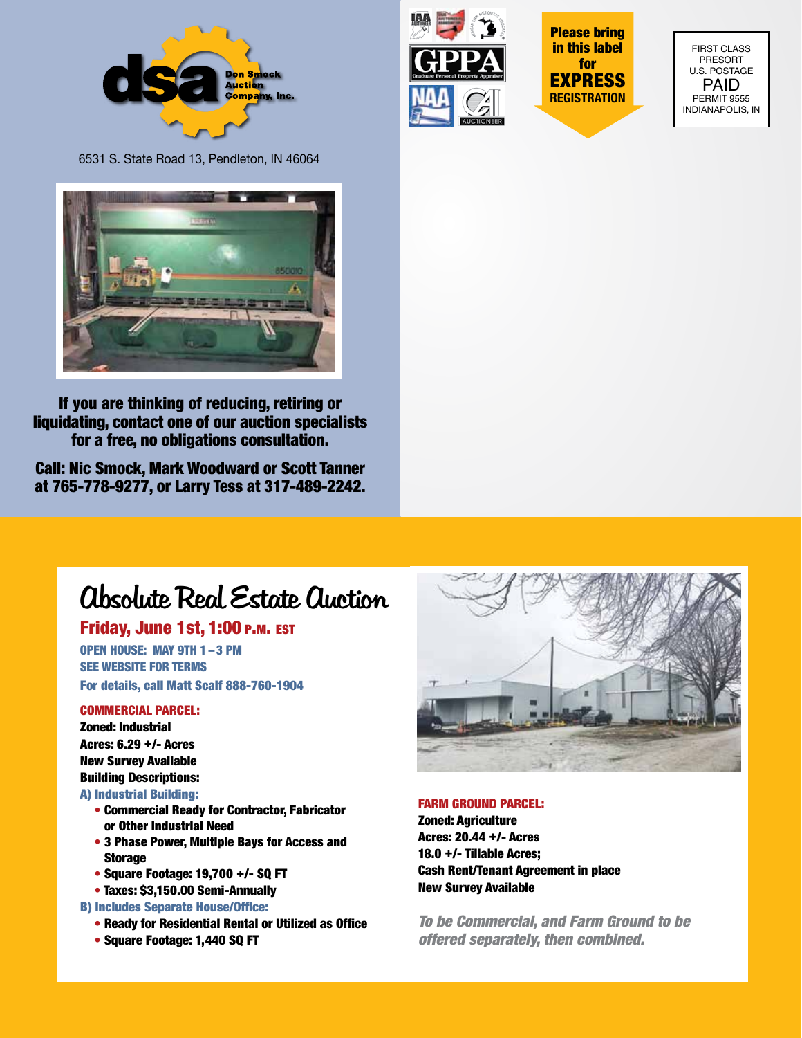**dsa** Don Smock Auction Company, Inc.

6531 S. State Road 13, Pendleton, IN 46064

Please bring in this label for **EXPRESS** REGISTRATION

FIRST CLASS
PRESORT
U.S. POSTAGE
PAID
PERMIT 9555
INDIANAPOLIS, IN

**If you are thinking of reducing, retiring or liquidating, contact one of our auction specialists for a free, no obligations consultation.**

**Call: Nic Smock, Mark Woodward or Scott Tanner at 765-778-9277, or Larry Tess at 317-489-2242.**

# Absolute Real Estate Auction

**Friday, June 1st, 1:00 P.M. EST**

OPEN HOUSE: MAY 9TH 1 – 3 PM
SEE WEBSITE FOR TERMS
For details, call Matt Scalf 888-760-1904

**COMMERCIAL PARCEL:**

**Zoned: Industrial**
**Acres: 6.29 +/- Acres**
**New Survey Available**
**Building Descriptions:**

A) Industrial Building:
- Commercial Ready for Contractor, Fabricator or Other Industrial Need
- 3 Phase Power, Multiple Bays for Access and Storage
- Square Footage: 19,700 +/- SQ FT
- Taxes: $3,150.00 Semi-Annually

B) Includes Separate House/Office:
- Ready for Residential Rental or Utilized as Office
- Square Footage: 1,440 SQ FT

**FARM GROUND PARCEL:**

**Zoned: Agriculture**
**Acres: 20.44 +/- Acres**
**18.0 +/- Tillable Acres;**
**Cash Rent/Tenant Agreement in place**
**New Survey Available**

*To be Commercial, and Farm Ground to be offered separately, then combined.*